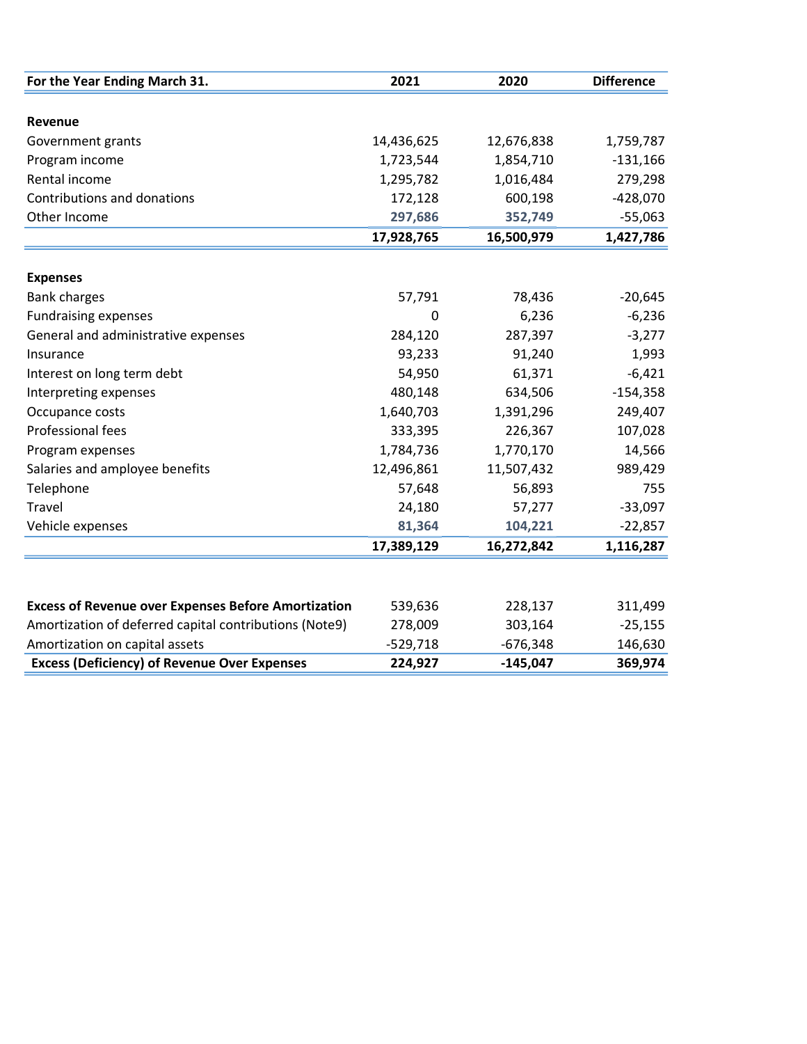| For the Year Ending March 31. | 2021 | 2020 | Difference |
|---|---|---|---|
| **Revenue** | | | |
| Government grants | 14,436,625 | 12,676,838 | 1,759,787 |
| Program income | 1,723,544 | 1,854,710 | -131,166 |
| Rental income | 1,295,782 | 1,016,484 | 279,298 |
| Contributions and donations | 172,128 | 600,198 | -428,070 |
| Other Income | 297,686 | 352,749 | -55,063 |
| | **17,928,765** | **16,500,979** | **1,427,786** |
| **Expenses** | | | |
| Bank charges | 57,791 | 78,436 | -20,645 |
| Fundraising expenses | 0 | 6,236 | -6,236 |
| General and administrative expenses | 284,120 | 287,397 | -3,277 |
| Insurance | 93,233 | 91,240 | 1,993 |
| Interest on long term debt | 54,950 | 61,371 | -6,421 |
| Interpreting expenses | 480,148 | 634,506 | -154,358 |
| Occupance costs | 1,640,703 | 1,391,296 | 249,407 |
| Professional fees | 333,395 | 226,367 | 107,028 |
| Program expenses | 1,784,736 | 1,770,170 | 14,566 |
| Salaries and amployee benefits | 12,496,861 | 11,507,432 | 989,429 |
| Telephone | 57,648 | 56,893 | 755 |
| Travel | 24,180 | 57,277 | -33,097 |
| Vehicle expenses | 81,364 | 104,221 | -22,857 |
| | **17,389,129** | **16,272,842** | **1,116,287** |
| **Excess of Revenue over Expenses Before Amortization** | 539,636 | 228,137 | 311,499 |
| Amortization of deferred capital contributions (Note9) | 278,009 | 303,164 | -25,155 |
| Amortization on capital assets | -529,718 | -676,348 | 146,630 |
| **Excess (Deficiency) of Revenue Over Expenses** | **224,927** | **-145,047** | **369,974** |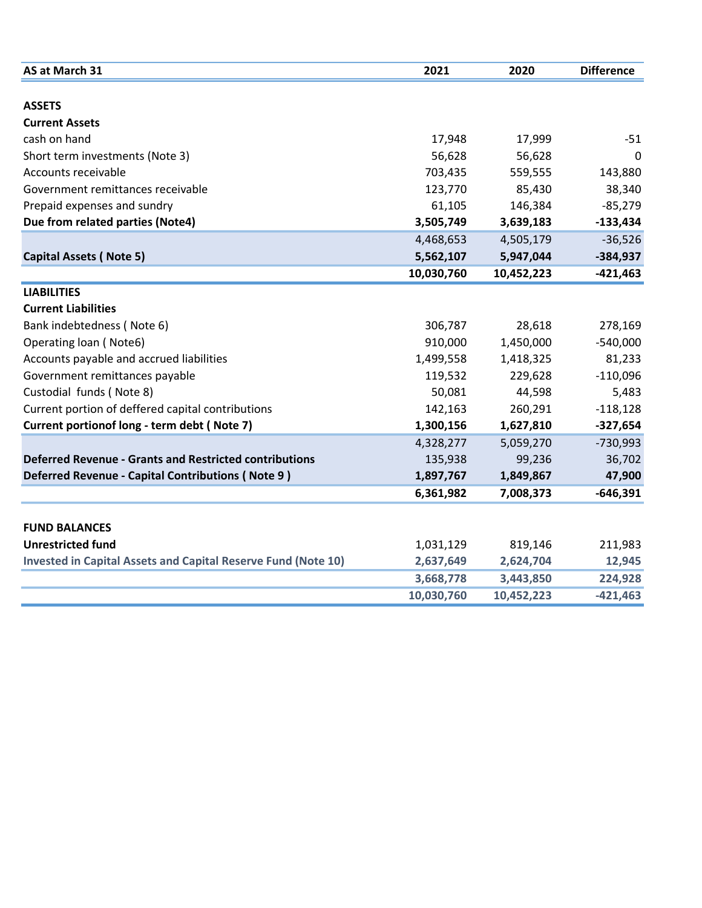| AS at March 31 | 2021 | 2020 | Difference |
|---|---|---|---|
| **ASSETS** | | | |
| **Current Assets** | | | |
| cash on hand | 17,948 | 17,999 | -51 |
| Short term investments (Note 3) | 56,628 | 56,628 | 0 |
| Accounts receivable | 703,435 | 559,555 | 143,880 |
| Government remittances receivable | 123,770 | 85,430 | 38,340 |
| Prepaid expenses and sundry | 61,105 | 146,384 | -85,279 |
| **Due from related parties (Note4)** | **3,505,749** | **3,639,183** | **-133,434** |
| | 4,468,653 | 4,505,179 | -36,526 |
| **Capital Assets ( Note 5)** | **5,562,107** | **5,947,044** | **-384,937** |
| | **10,030,760** | **10,452,223** | **-421,463** |
| **LIABILITIES** | | | |
| **Current Liabilities** | | | |
| Bank indebtedness ( Note 6) | 306,787 | 28,618 | 278,169 |
| Operating loan ( Note6) | 910,000 | 1,450,000 | -540,000 |
| Accounts payable and accrued liabilities | 1,499,558 | 1,418,325 | 81,233 |
| Government remittances payable | 119,532 | 229,628 | -110,096 |
| Custodial funds ( Note 8) | 50,081 | 44,598 | 5,483 |
| Current portion of deffered capital contributions | 142,163 | 260,291 | -118,128 |
| **Current portionof long - term debt ( Note 7)** | **1,300,156** | **1,627,810** | **-327,654** |
| | 4,328,277 | 5,059,270 | -730,993 |
| **Deferred Revenue - Grants and Restricted contributions** | 135,938 | 99,236 | 36,702 |
| **Deferred Revenue - Capital Contributions ( Note 9 )** | **1,897,767** | **1,849,867** | **47,900** |
| | **6,361,982** | **7,008,373** | **-646,391** |
| **FUND BALANCES** | | | |
| **Unrestricted fund** | 1,031,129 | 819,146 | 211,983 |
| **Invested in Capital Assets and Capital Reserve Fund (Note 10)** | **2,637,649** | **2,624,704** | **12,945** |
| | **3,668,778** | **3,443,850** | **224,928** |
| | **10,030,760** | **10,452,223** | **-421,463** |